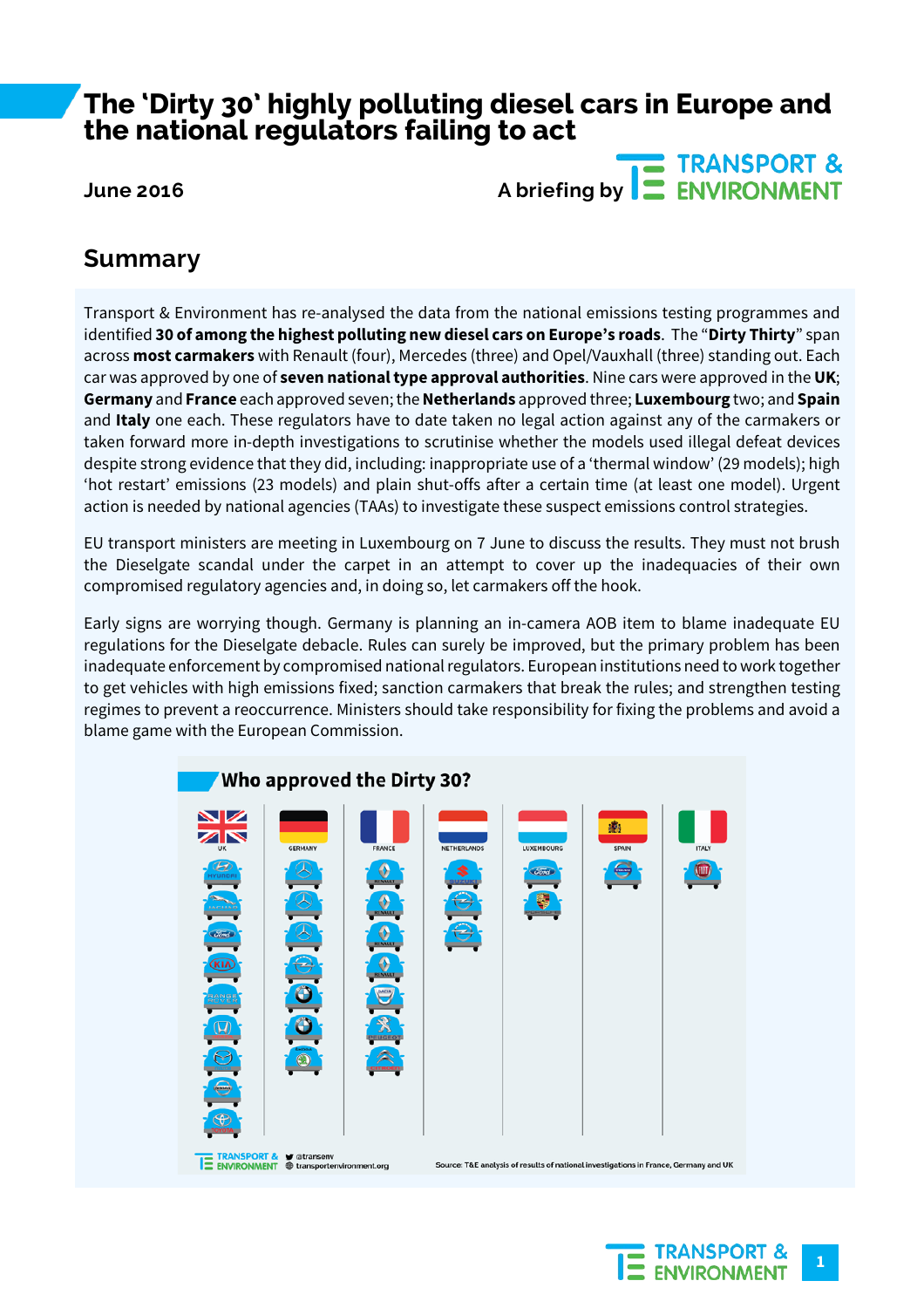# The 'Dirty 30' highly polluting diesel cars in Europe and the national regulators failing to act

**June 2016**

A briefing by TRANSPORT & ENVIRONMENT

## Summary

Transport & Environment has re-analysed the data from the national emissions testing programmes and identified **30 of among the highest polluting new diesel cars on Europe's roads**. The "**Dirty Thirty**" span across **most carmakers** with Renault (four), Mercedes (three) and Opel/Vauxhall (three) standing out. Each car was approved by one of **seven national type approval authorities**. Nine cars were approved in the **UK**; **Germany** and **France** each approved seven; the **Netherlands** approved three; **Luxembourg** two; and **Spain** and **Italy** one each. These regulators have to date taken no legal action against any of the carmakers or taken forward more in-depth investigations to scrutinise whether the models used illegal defeat devices despite strong evidence that they did, including: inappropriate use of a 'thermal window' (29 models); high 'hot restart' emissions (23 models) and plain shut-offs after a certain time (at least one model). Urgent action is needed by national agencies (TAAs) to investigate these suspect emissions control strategies.

EU transport ministers are meeting in Luxembourg on 7 June to discuss the results. They must not brush the Dieselgate scandal under the carpet in an attempt to cover up the inadequacies of their own compromised regulatory agencies and, in doing so, let carmakers off the hook.

Early signs are worrying though. Germany is planning an in-camera AOB item to blame inadequate EU regulations for the Dieselgate debacle. Rules can surely be improved, but the primary problem has been inadequate enforcement by compromised national regulators. European institutions need to work together to get vehicles with high emissions fixed; sanction carmakers that break the rules; and strengthen testing regimes to prevent a reoccurrence. Ministers should take responsibility for fixing the problems and avoid a blame game with the European Commission.

### Who approved the Dirty 30?

| UK | Germany | France | Netherlands | Luxembourg | Spain | Italy |
|---|---|---|---|---|---|---|
| Hyundai | Mercedes | Renault | Suzuki | Ford | Volvo | Fiat |
| Jaguar | Mercedes | Renault | Opel | Porsche | | |
| Ford | Mercedes | Renault | Opel | | | |
| Kia | Opel | Renault | | | | |
| Range Rover | BMW | Dacia | | | | |
| Honda | BMW | Peugeot | | | | |
| Mazda | Skoda | Citroën | | | | |
| Nissan | | | | | | |
| Toyota | | | | | | |

TRANSPORT & ENVIRONMENT @transenv transportenvironment.org

Source: T&E analysis of results of national investigations in France, Germany and UK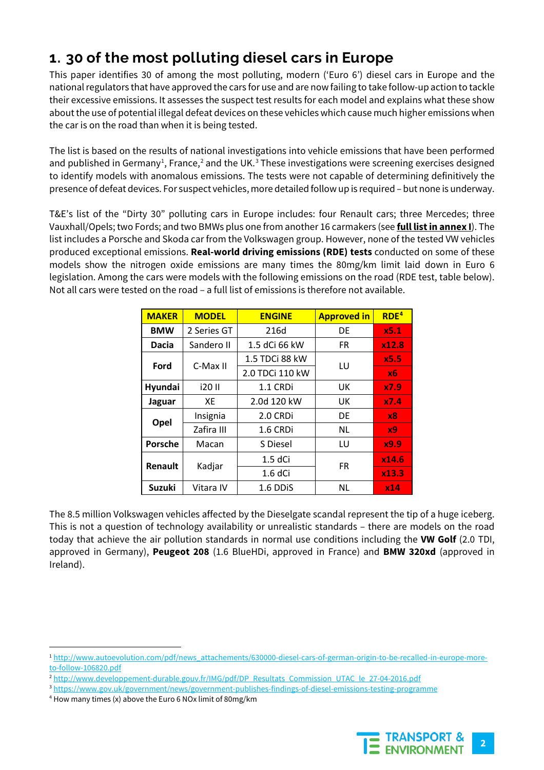# 1. 30 of the most polluting diesel cars in Europe

This paper identifies 30 of among the most polluting, modern ('Euro 6') diesel cars in Europe and the national regulators that have approved the cars for use and are now failing to take follow-up action to tackle their excessive emissions. It assesses the suspect test results for each model and explains what these show about the use of potential illegal defeat devices on these vehicles which cause much higher emissions when the car is on the road than when it is being tested.

The list is based on the results of national investigations into vehicle emissions that have been performed and published in Germany[1], France,[2] and the UK.[3] These investigations were screening exercises designed to identify models with anomalous emissions. The tests were not capable of determining definitively the presence of defeat devices. For suspect vehicles, more detailed follow up is required – but none is underway.

T&E's list of the "Dirty 30" polluting cars in Europe includes: four Renault cars; three Mercedes; three Vauxhall/Opels; two Fords; and two BMWs plus one from another 16 carmakers (see **full list in annex I**). The list includes a Porsche and Skoda car from the Volkswagen group. However, none of the tested VW vehicles produced exceptional emissions. **Real-world driving emissions (RDE) tests** conducted on some of these models show the nitrogen oxide emissions are many times the 80mg/km limit laid down in Euro 6 legislation. Among the cars were models with the following emissions on the road (RDE test, table below). Not all cars were tested on the road – a full list of emissions is therefore not available.

| MAKER | MODEL | ENGINE | Approved in | RDE[4] |
|---|---|---|---|---|
| **BMW** | 2 Series GT | 216d | DE | x5.1 |
| **Dacia** | Sandero II | 1.5 dCi 66 kW | FR | x12.8 |
| **Ford** | C-Max II | 1.5 TDCi 88 kW | LU | x5.5 |
| | | 2.0 TDCi 110 kW | | x6 |
| **Hyundai** | i20 II | 1.1 CRDi | UK | x7.9 |
| **Jaguar** | XE | 2.0d 120 kW | UK | x7.4 |
| **Opel** | Insignia | 2.0 CRDi | DE | x8 |
| | Zafira III | 1.6 CRDi | NL | x9 |
| **Porsche** | Macan | S Diesel | LU | x9.9 |
| **Renault** | Kadjar | 1.5 dCi | FR | x14.6 |
| | | 1.6 dCi | | x13.3 |
| **Suzuki** | Vitara IV | 1.6 DDiS | NL | x14 |

The 8.5 million Volkswagen vehicles affected by the Dieselgate scandal represent the tip of a huge iceberg. This is not a question of technology availability or unrealistic standards – there are models on the road today that achieve the air pollution standards in normal use conditions including the **VW Golf** (2.0 TDI, approved in Germany), **Peugeot 208** (1.6 BlueHDi, approved in France) and **BMW 320xd** (approved in Ireland).

---

[1] http://www.autoevolution.com/pdf/news_attachements/630000-diesel-cars-of-german-origin-to-be-recalled-in-europe-more-to-follow-106820.pdf

[2] http://www.developpement-durable.gouv.fr/IMG/pdf/DP_Resultats_Commission_UTAC_le_27-04-2016.pdf

[3] https://www.gov.uk/government/news/government-publishes-findings-of-diesel-emissions-testing-programme

[4] How many times (x) above the Euro 6 NOx limit of 80mg/km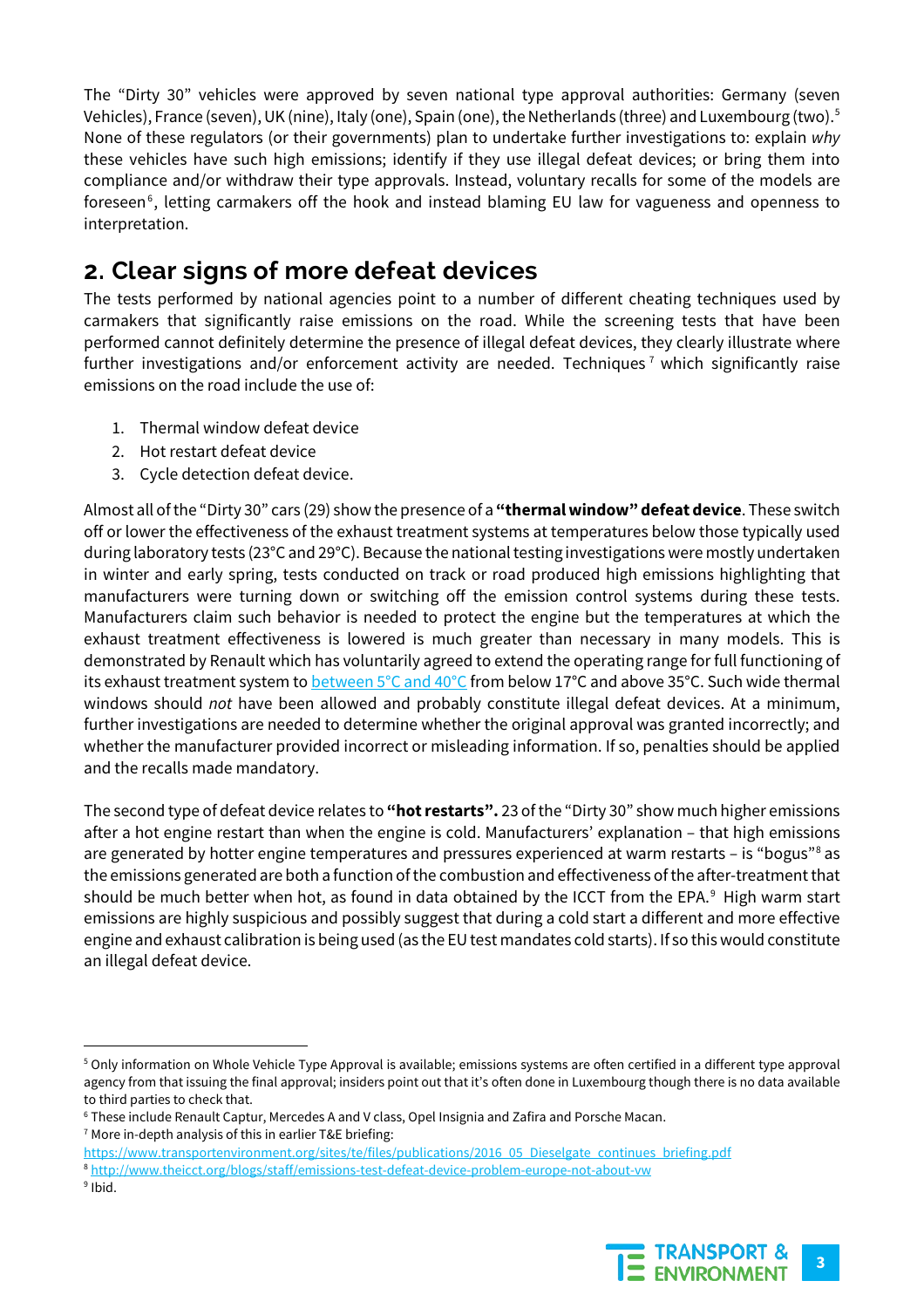The "Dirty 30" vehicles were approved by seven national type approval authorities: Germany (seven Vehicles), France (seven), UK (nine), Italy (one), Spain (one), the Netherlands (three) and Luxembourg (two).[5] None of these regulators (or their governments) plan to undertake further investigations to: explain *why* these vehicles have such high emissions; identify if they use illegal defeat devices; or bring them into compliance and/or withdraw their type approvals. Instead, voluntary recalls for some of the models are foreseen[6], letting carmakers off the hook and instead blaming EU law for vagueness and openness to interpretation.

## 2. Clear signs of more defeat devices

The tests performed by national agencies point to a number of different cheating techniques used by carmakers that significantly raise emissions on the road. While the screening tests that have been performed cannot definitely determine the presence of illegal defeat devices, they clearly illustrate where further investigations and/or enforcement activity are needed. Techniques[7] which significantly raise emissions on the road include the use of:

1. Thermal window defeat device
2. Hot restart defeat device
3. Cycle detection defeat device.

Almost all of the "Dirty 30" cars (29) show the presence of a **"thermal window" defeat device**. These switch off or lower the effectiveness of the exhaust treatment systems at temperatures below those typically used during laboratory tests (23°C and 29°C). Because the national testing investigations were mostly undertaken in winter and early spring, tests conducted on track or road produced high emissions highlighting that manufacturers were turning down or switching off the emission control systems during these tests. Manufacturers claim such behavior is needed to protect the engine but the temperatures at which the exhaust treatment effectiveness is lowered is much greater than necessary in many models. This is demonstrated by Renault which has voluntarily agreed to extend the operating range for full functioning of its exhaust treatment system to between 5°C and 40°C from below 17°C and above 35°C. Such wide thermal windows should *not* have been allowed and probably constitute illegal defeat devices. At a minimum, further investigations are needed to determine whether the original approval was granted incorrectly; and whether the manufacturer provided incorrect or misleading information. If so, penalties should be applied and the recalls made mandatory.

The second type of defeat device relates to **"hot restarts".** 23 of the "Dirty 30" show much higher emissions after a hot engine restart than when the engine is cold. Manufacturers' explanation – that high emissions are generated by hotter engine temperatures and pressures experienced at warm restarts – is "bogus"[8] as the emissions generated are both a function of the combustion and effectiveness of the after-treatment that should be much better when hot, as found in data obtained by the ICCT from the EPA.[9] High warm start emissions are highly suspicious and possibly suggest that during a cold start a different and more effective engine and exhaust calibration is being used (as the EU test mandates cold starts). If so this would constitute an illegal defeat device.

---

[5] Only information on Whole Vehicle Type Approval is available; emissions systems are often certified in a different type approval agency from that issuing the final approval; insiders point out that it's often done in Luxembourg though there is no data available to third parties to check that.

[6] These include Renault Captur, Mercedes A and V class, Opel Insignia and Zafira and Porsche Macan.

[7] More in-depth analysis of this in earlier T&E briefing: https://www.transportenvironment.org/sites/te/files/publications/2016_05_Dieselgate_continues_briefing.pdf

[8] http://www.theicct.org/blogs/staff/emissions-test-defeat-device-problem-europe-not-about-vw

[9] Ibid.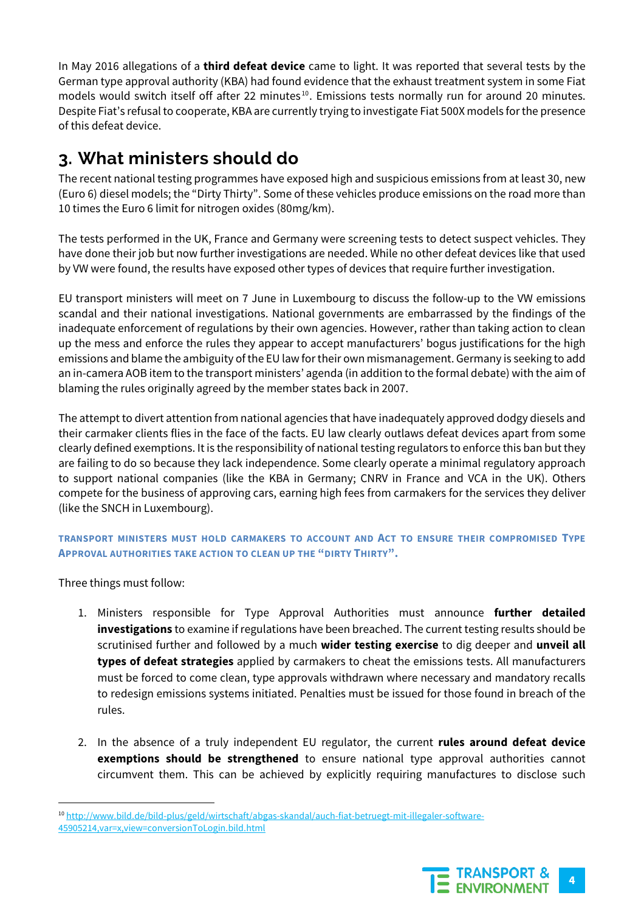In May 2016 allegations of a **third defeat device** came to light. It was reported that several tests by the German type approval authority (KBA) had found evidence that the exhaust treatment system in some Fiat models would switch itself off after 22 minutes[10]. Emissions tests normally run for around 20 minutes. Despite Fiat's refusal to cooperate, KBA are currently trying to investigate Fiat 500X models for the presence of this defeat device.

## 3. What ministers should do

The recent national testing programmes have exposed high and suspicious emissions from at least 30, new (Euro 6) diesel models; the "Dirty Thirty". Some of these vehicles produce emissions on the road more than 10 times the Euro 6 limit for nitrogen oxides (80mg/km).

The tests performed in the UK, France and Germany were screening tests to detect suspect vehicles. They have done their job but now further investigations are needed. While no other defeat devices like that used by VW were found, the results have exposed other types of devices that require further investigation.

EU transport ministers will meet on 7 June in Luxembourg to discuss the follow-up to the VW emissions scandal and their national investigations. National governments are embarrassed by the findings of the inadequate enforcement of regulations by their own agencies. However, rather than taking action to clean up the mess and enforce the rules they appear to accept manufacturers' bogus justifications for the high emissions and blame the ambiguity of the EU law for their own mismanagement. Germany is seeking to add an in-camera AOB item to the transport ministers' agenda (in addition to the formal debate) with the aim of blaming the rules originally agreed by the member states back in 2007.

The attempt to divert attention from national agencies that have inadequately approved dodgy diesels and their carmaker clients flies in the face of the facts. EU law clearly outlaws defeat devices apart from some clearly defined exemptions. It is the responsibility of national testing regulators to enforce this ban but they are failing to do so because they lack independence. Some clearly operate a minimal regulatory approach to support national companies (like the KBA in Germany; CNRV in France and VCA in the UK). Others compete for the business of approving cars, earning high fees from carmakers for the services they deliver (like the SNCH in Luxembourg).

**TRANSPORT MINISTERS MUST HOLD CARMAKERS TO ACCOUNT AND ACT TO ENSURE THEIR COMPROMISED TYPE APPROVAL AUTHORITIES TAKE ACTION TO CLEAN UP THE "DIRTY THIRTY".**

Three things must follow:

1. Ministers responsible for Type Approval Authorities must announce **further detailed investigations** to examine if regulations have been breached. The current testing results should be scrutinised further and followed by a much **wider testing exercise** to dig deeper and **unveil all types of defeat strategies** applied by carmakers to cheat the emissions tests. All manufacturers must be forced to come clean, type approvals withdrawn where necessary and mandatory recalls to redesign emissions systems initiated. Penalties must be issued for those found in breach of the rules.

2. In the absence of a truly independent EU regulator, the current **rules around defeat device exemptions should be strengthened** to ensure national type approval authorities cannot circumvent them. This can be achieved by explicitly requiring manufactures to disclose such

---

[10] http://www.bild.de/bild-plus/geld/wirtschaft/abgas-skandal/auch-fiat-betruegt-mit-illegaler-software-45905214,var=x,view=conversionToLogin.bild.html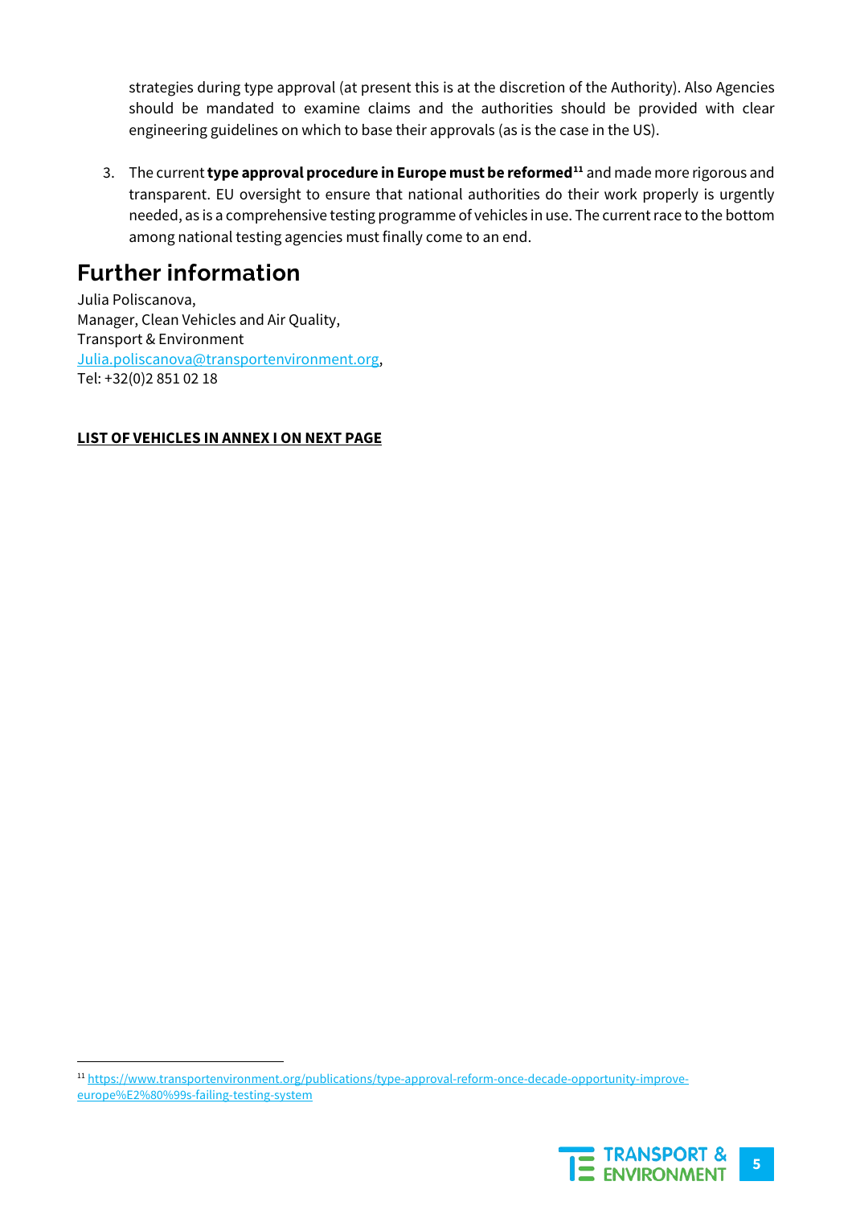strategies during type approval (at present this is at the discretion of the Authority). Also Agencies should be mandated to examine claims and the authorities should be provided with clear engineering guidelines on which to base their approvals (as is the case in the US).

3. The current **type approval procedure in Europe must be reformed**[11] and made more rigorous and transparent. EU oversight to ensure that national authorities do their work properly is urgently needed, as is a comprehensive testing programme of vehicles in use. The current race to the bottom among national testing agencies must finally come to an end.

## Further information

Julia Poliscanova,
Manager, Clean Vehicles and Air Quality,
Transport & Environment
Julia.poliscanova@transportenvironment.org,
Tel: +32(0)2 851 02 18

**LIST OF VEHICLES IN ANNEX I ON NEXT PAGE**

[11] https://www.transportenvironment.org/publications/type-approval-reform-once-decade-opportunity-improve-europe%E2%80%99s-failing-testing-system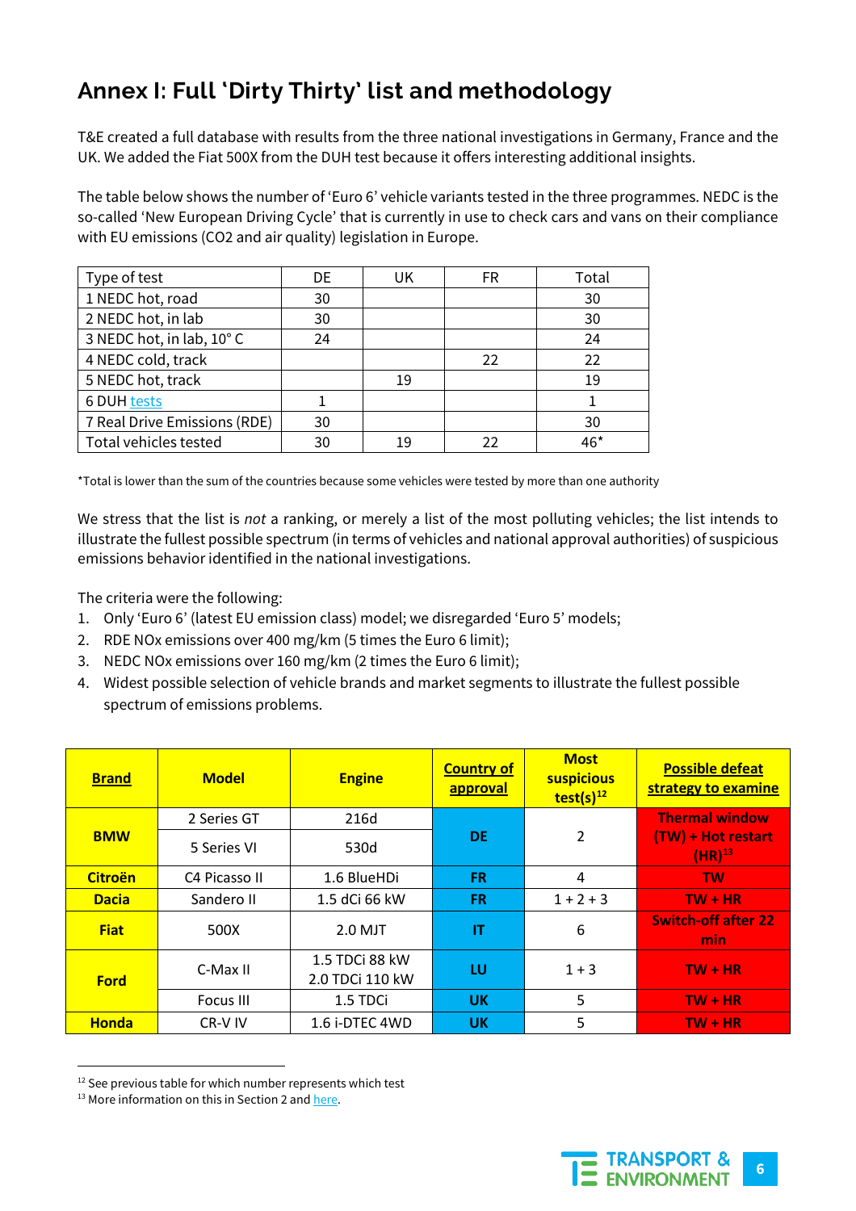# Annex I: Full 'Dirty Thirty' list and methodology

T&E created a full database with results from the three national investigations in Germany, France and the UK. We added the Fiat 500X from the DUH test because it offers interesting additional insights.

The table below shows the number of 'Euro 6' vehicle variants tested in the three programmes. NEDC is the so-called 'New European Driving Cycle' that is currently in use to check cars and vans on their compliance with EU emissions (CO2 and air quality) legislation in Europe.

| Type of test | DE | UK | FR | Total |
|---|---|---|---|---|
| 1 NEDC hot, road | 30 | | | 30 |
| 2 NEDC hot, in lab | 30 | | | 30 |
| 3 NEDC hot, in lab, 10° C | 24 | | | 24 |
| 4 NEDC cold, track | | | 22 | 22 |
| 5 NEDC hot, track | | 19 | | 19 |
| 6 DUH tests | 1 | | | 1 |
| 7 Real Drive Emissions (RDE) | 30 | | | 30 |
| Total vehicles tested | 30 | 19 | 22 | 46* |

*Total is lower than the sum of the countries because some vehicles were tested by more than one authority

We stress that the list is *not* a ranking, or merely a list of the most polluting vehicles; the list intends to illustrate the fullest possible spectrum (in terms of vehicles and national approval authorities) of suspicious emissions behavior identified in the national investigations.

The criteria were the following:

1. Only 'Euro 6' (latest EU emission class) model; we disregarded 'Euro 5' models;
2. RDE NOx emissions over 400 mg/km (5 times the Euro 6 limit);
3. NEDC NOx emissions over 160 mg/km (2 times the Euro 6 limit);
4. Widest possible selection of vehicle brands and market segments to illustrate the fullest possible spectrum of emissions problems.

| Brand | Model | Engine | Country of approval | Most suspicious test(s)[12] | Possible defeat strategy to examine |
|---|---|---|---|---|---|
| BMW | 2 Series GT | 216d | DE | 2 | Thermal window (TW) + Hot restart (HR)[13] |
| | 5 Series VI | 530d | | | |
| Citroën | C4 Picasso II | 1.6 BlueHDi | FR | 4 | TW |
| Dacia | Sandero II | 1.5 dCi 66 kW | FR | 1 + 2 + 3 | TW + HR |
| Fiat | 500X | 2.0 MJT | IT | 6 | Switch-off after 22 min |
| Ford | C-Max II | 1.5 TDCi 88 kW<br>2.0 TDCi 110 kW | LU | 1 + 3 | TW + HR |
| | Focus III | 1.5 TDCi | UK | 5 | TW + HR |
| Honda | CR-V IV | 1.6 i-DTEC 4WD | UK | 5 | TW + HR |

[12] See previous table for which number represents which test

[13] More information on this in Section 2 and here.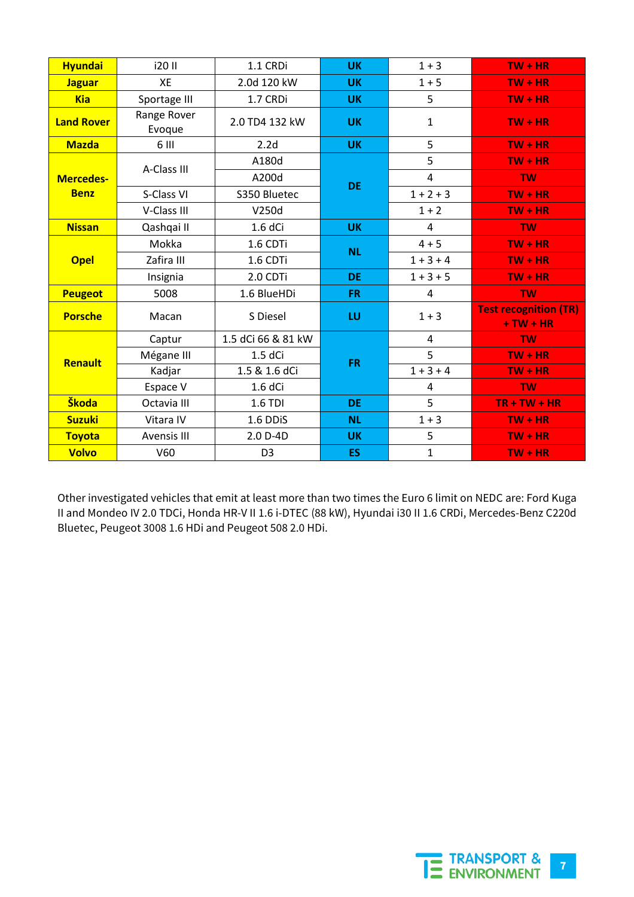| | | | | | |
|---|---|---|---|---|---|
| **Hyundai** | i20 II | 1.1 CRDi | **UK** | 1 + 3 | **TW + HR** |
| **Jaguar** | XE | 2.0d 120 kW | **UK** | 1 + 5 | **TW + HR** |
| **Kia** | Sportage III | 1.7 CRDi | **UK** | 5 | **TW + HR** |
| **Land Rover** | Range Rover Evoque | 2.0 TD4 132 kW | **UK** | 1 | **TW + HR** |
| **Mazda** | 6 III | 2.2d | **UK** | 5 | **TW + HR** |
| **Mercedes-Benz** | A-Class III | A180d | **DE** | 5 | **TW + HR** |
| | | A200d | | 4 | **TW** |
| | S-Class VI | S350 Bluetec | | 1 + 2 + 3 | **TW + HR** |
| | V-Class III | V250d | | 1 + 2 | **TW + HR** |
| **Nissan** | Qashqai II | 1.6 dCi | **UK** | 4 | **TW** |
| **Opel** | Mokka | 1.6 CDTi | **NL** | 4 + 5 | **TW + HR** |
| | Zafira III | 1.6 CDTi | | 1 + 3 + 4 | **TW + HR** |
| | Insignia | 2.0 CDTi | **DE** | 1 + 3 + 5 | **TW + HR** |
| **Peugeot** | 5008 | 1.6 BlueHDi | **FR** | 4 | **TW** |
| **Porsche** | Macan | S Diesel | **LU** | 1 + 3 | **Test recognition (TR) + TW + HR** |
| **Renault** | Captur | 1.5 dCi 66 & 81 kW | **FR** | 4 | **TW** |
| | Mégane III | 1.5 dCi | | 5 | **TW + HR** |
| | Kadjar | 1.5 & 1.6 dCi | | 1 + 3 + 4 | **TW + HR** |
| | Espace V | 1.6 dCi | | 4 | **TW** |
| **Škoda** | Octavia III | 1.6 TDI | **DE** | 5 | **TR + TW + HR** |
| **Suzuki** | Vitara IV | 1.6 DDiS | **NL** | 1 + 3 | **TW + HR** |
| **Toyota** | Avensis III | 2.0 D-4D | **UK** | 5 | **TW + HR** |
| **Volvo** | V60 | D3 | **ES** | 1 | **TW + HR** |

Other investigated vehicles that emit at least more than two times the Euro 6 limit on NEDC are: Ford Kuga II and Mondeo IV 2.0 TDCi, Honda HR-V II 1.6 i-DTEC (88 kW), Hyundai i30 II 1.6 CRDi, Mercedes-Benz C220d Bluetec, Peugeot 3008 1.6 HDi and Peugeot 508 2.0 HDi.